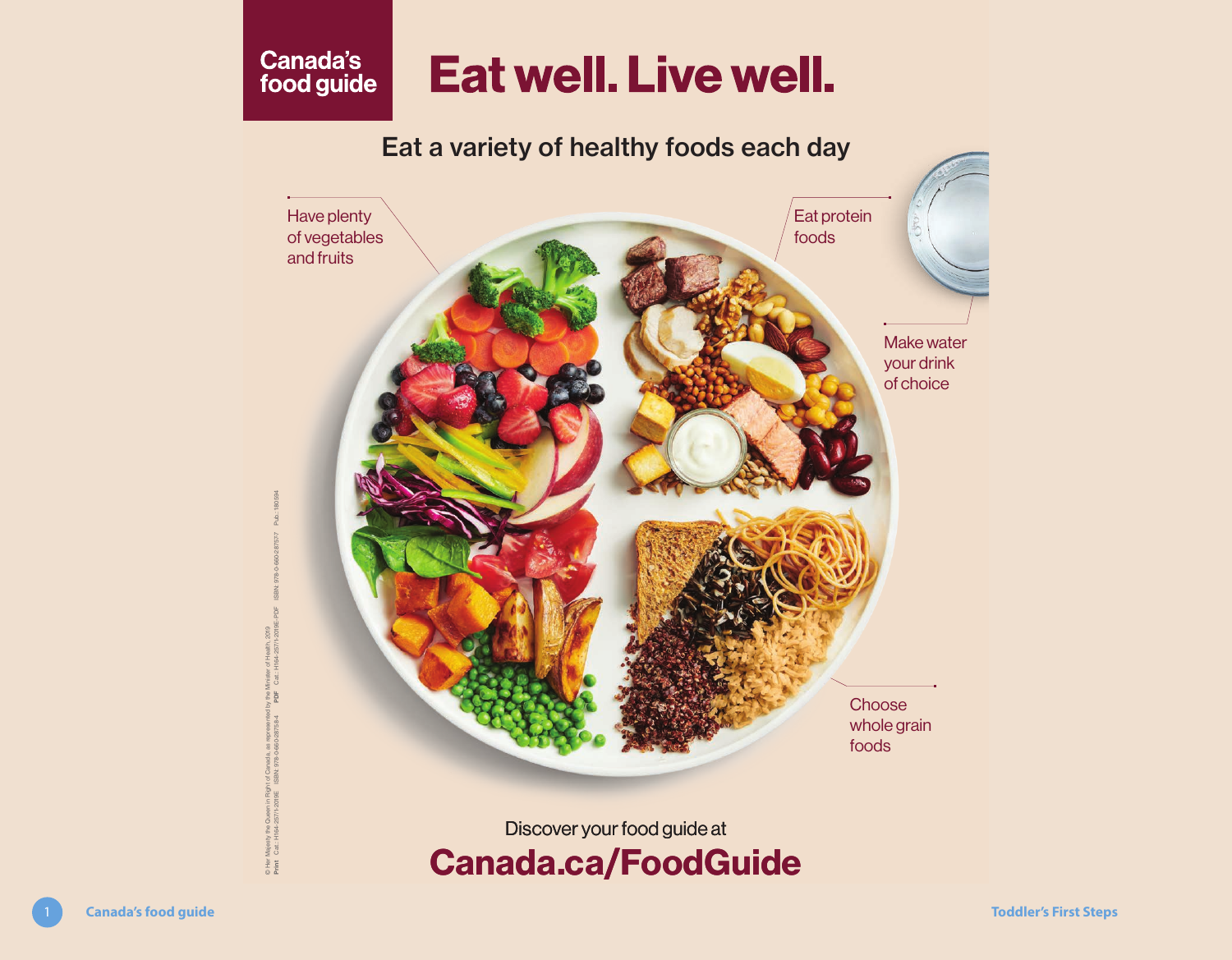# Canada's food guide

# Eat well. Live well.

## Eat a variety of healthy foods each day

Have plenty of vegetables and fruits

Eat protein foods

Make water your drink of choice

Choose whole grain foods

Discover your food guide at

**Canada.ca/FoodGuide**

© Her Majesty the Queen in Right of Canada, as represented by the Minister of Health, 2019 **Print** Cat.: H164-257/1-2019E ISBN: 978-0-660-28758-4 **PDF** Cat.: H164-257/1-2019E-PDF ISBN: 978-0-660-28757-7 Pub.: 180594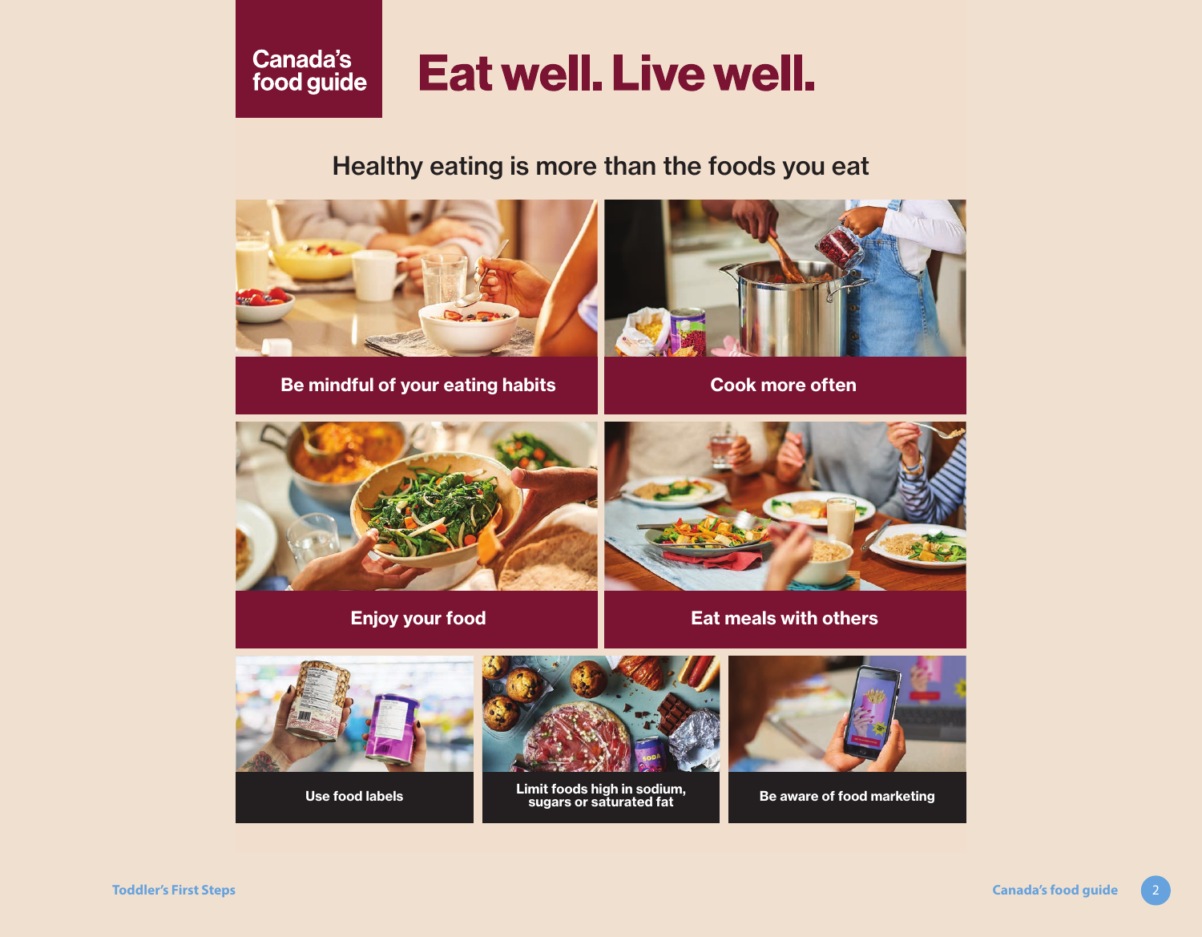Canada's food guide

# Eat well. Live well.

## Healthy eating is more than the foods you eat

- Be mindful of your eating habits
- Cook more often
- Enjoy your food
- Eat meals with others
- Use food labels
- Limit foods high in sodium, sugars or saturated fat
- Be aware of food marketing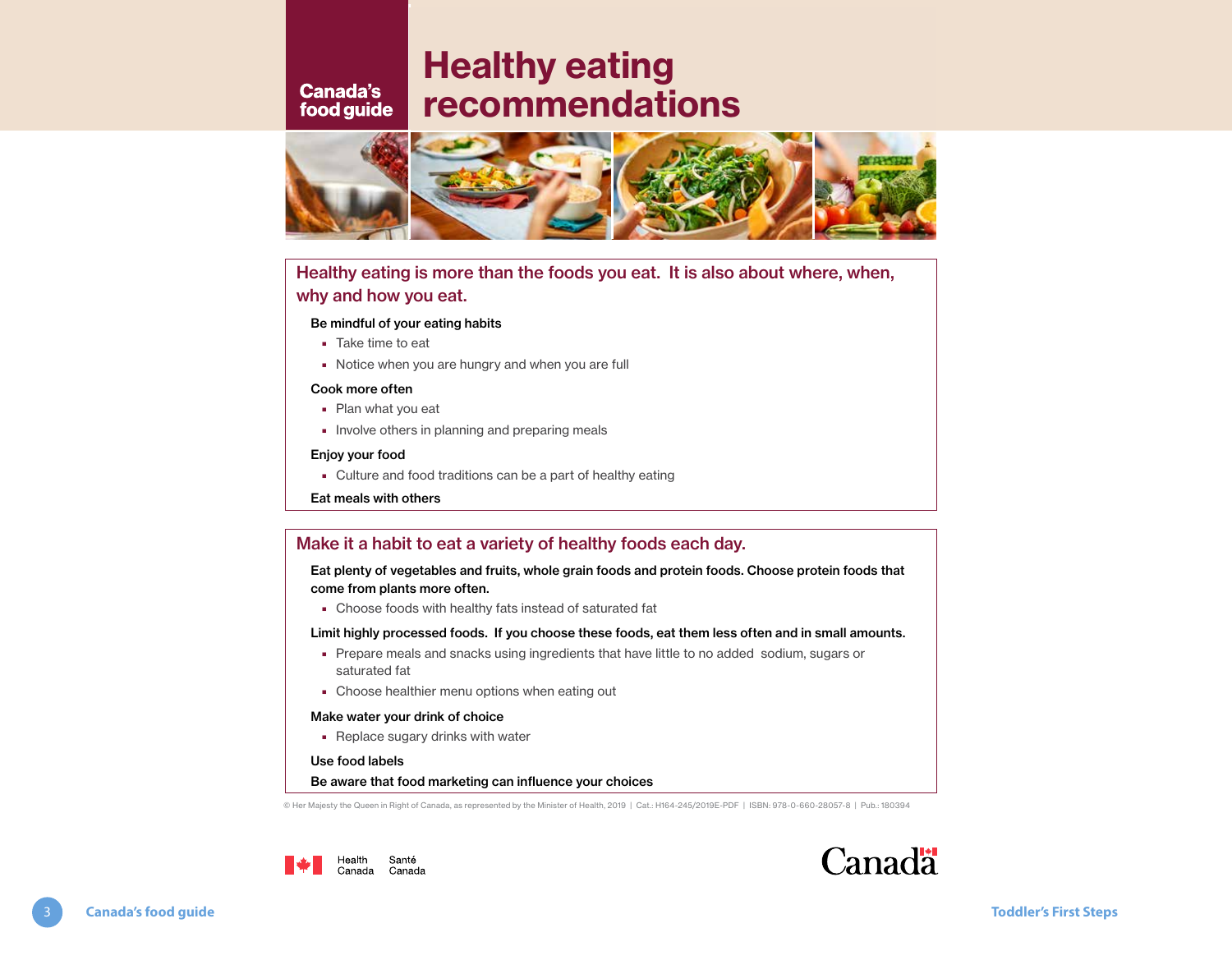Canada's food guide

# Healthy eating recommendations

## Healthy eating is more than the foods you eat. It is also about where, when, why and how you eat.

**Be mindful of your eating habits**

- Take time to eat
- Notice when you are hungry and when you are full

**Cook more often**

- Plan what you eat
- Involve others in planning and preparing meals

**Enjoy your food**

- Culture and food traditions can be a part of healthy eating

**Eat meals with others**

## Make it a habit to eat a variety of healthy foods each day.

**Eat plenty of vegetables and fruits, whole grain foods and protein foods. Choose protein foods that come from plants more often.**

- Choose foods with healthy fats instead of saturated fat

**Limit highly processed foods. If you choose these foods, eat them less often and in small amounts.**

- Prepare meals and snacks using ingredients that have little to no added sodium, sugars or saturated fat
- Choose healthier menu options when eating out

**Make water your drink of choice**

- Replace sugary drinks with water

**Use food labels**

**Be aware that food marketing can influence your choices**

© Her Majesty the Queen in Right of Canada, as represented by the Minister of Health, 2019 | Cat.: H164-245/2019E-PDF | ISBN: 978-0-660-28057-8 | Pub.: 180394

Health Canada Santé Canada

Canada